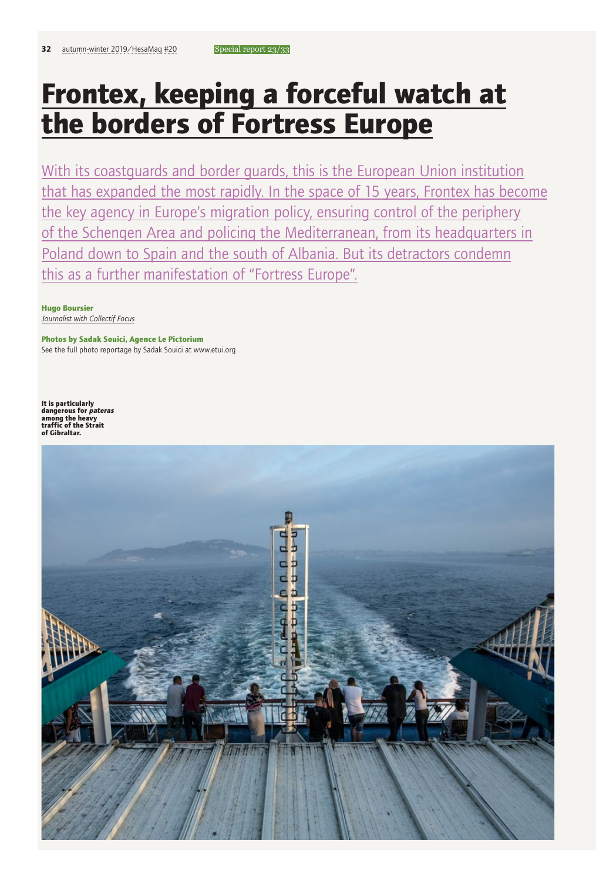# Frontex, keeping a forceful watch at the borders of Fortress Europe

With its coastguards and border guards, this is the European Union institution that has expanded the most rapidly. In the space of 15 years, Frontex has become the key agency in Europe's migration policy, ensuring control of the periphery of the Schengen Area and policing the Mediterranean, from its headquarters in Poland down to Spain and the south of Albania. But its detractors condemn this as a further manifestation of "Fortress Europe".

**Hugo Boursier**
*Journalist with Collectif Focus*

**Photos by Sadak Souici, Agence Le Pictorium**
See the full photo reportage by Sadak Souici at www.etui.org

**It is particularly dangerous for *pateras* among the heavy traffic of the Strait of Gibraltar.**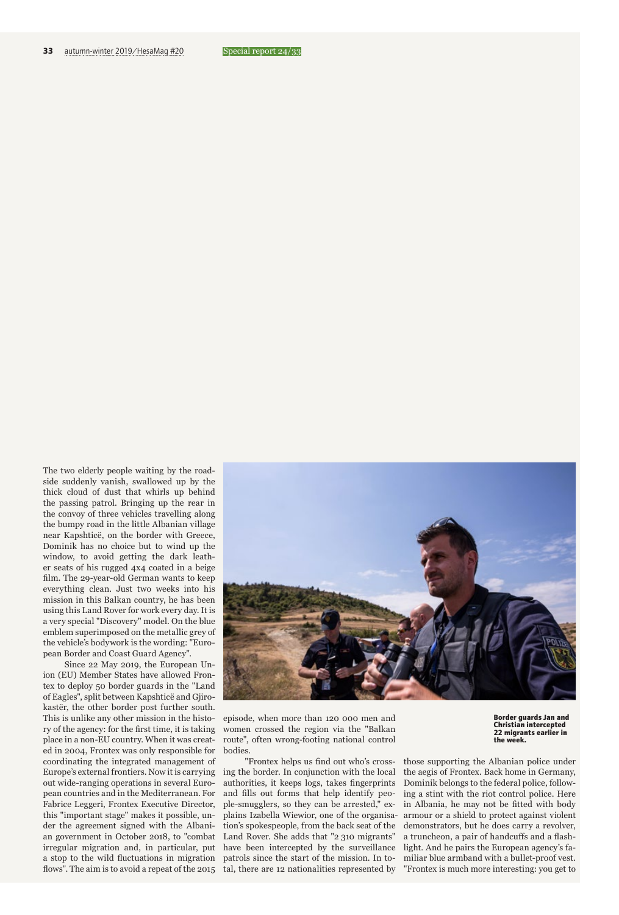The two elderly people waiting by the roadside suddenly vanish, swallowed up by the thick cloud of dust that whirls up behind the passing patrol. Bringing up the rear in the convoy of three vehicles travelling along the bumpy road in the little Albanian village near Kapshticë, on the border with Greece, Dominik has no choice but to wind up the window, to avoid getting the dark leather seats of his rugged 4x4 coated in a beige film. The 29-year-old German wants to keep everything clean. Just two weeks into his mission in this Balkan country, he has been using this Land Rover for work every day. It is a very special "Discovery" model. On the blue emblem superimposed on the metallic grey of the vehicle's bodywork is the wording: "European Border and Coast Guard Agency".

Since 22 May 2019, the European Union (EU) Member States have allowed Frontex to deploy 50 border guards in the "Land of Eagles", split between Kapshticë and Gjirokastër, the other border post further south. This is unlike any other mission in the history of the agency: for the first time, it is taking place in a non-EU country. When it was created in 2004, Frontex was only responsible for coordinating the integrated management of Europe's external frontiers. Now it is carrying out wide-ranging operations in several European countries and in the Mediterranean. For Fabrice Leggeri, Frontex Executive Director, this "important stage" makes it possible, under the agreement signed with the Albanian government in October 2018, to "combat irregular migration and, in particular, put a stop to the wild fluctuations in migration flows". The aim is to avoid a repeat of the 2015 episode, when more than 120 000 men and women crossed the region via the "Balkan route", often wrong-footing national control bodies.

"Frontex helps us find out who's crossing the border. In conjunction with the local authorities, it keeps logs, takes fingerprints and fills out forms that help identify people-smugglers, so they can be arrested," explains Izabella Wiewior, one of the organisation's spokespeople, from the back seat of the Land Rover. She adds that "2 310 migrants" have been intercepted by the surveillance patrols since the start of the mission. In total, there are 12 nationalities represented by those supporting the Albanian police under the aegis of Frontex. Back home in Germany, Dominik belongs to the federal police, following a stint with the riot control police. Here in Albania, he may not be fitted with body armour or a shield to protect against violent demonstrators, but he does carry a revolver, a truncheon, a pair of handcuffs and a flashlight. And he pairs the European agency's familiar blue armband with a bullet-proof vest. "Frontex is much more interesting: you get to

**Border guards Jan and Christian intercepted 22 migrants earlier in the week.**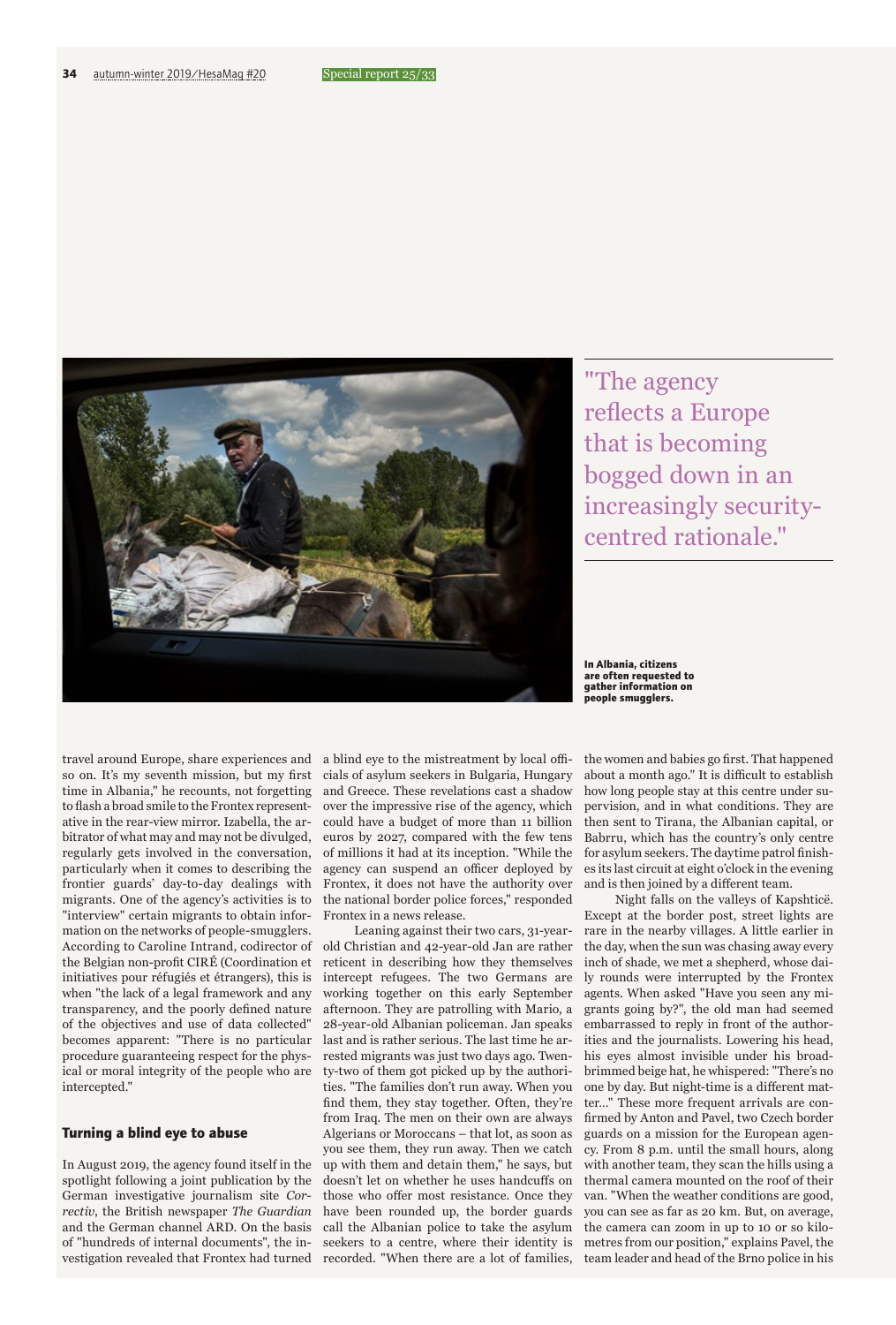"The agency reflects a Europe that is becoming bogged down in an increasingly security-centred rationale."

**In Albania, citizens are often requested to gather information on people smugglers.**

travel around Europe, share experiences and so on. It's my seventh mission, but my first time in Albania," he recounts, not forgetting to flash a broad smile to the Frontex representative in the rear-view mirror. Izabella, the arbitrator of what may and may not be divulged, regularly gets involved in the conversation, particularly when it comes to describing the frontier guards' day-to-day dealings with migrants. One of the agency's activities is to "interview" certain migrants to obtain information on the networks of people-smugglers. According to Caroline Intrand, codirector of the Belgian non-profit CIRÉ (Coordination et initiatives pour réfugiés et étrangers), this is when "the lack of a legal framework and any transparency, and the poorly defined nature of the objectives and use of data collected" becomes apparent: "There is no particular procedure guaranteeing respect for the physical or moral integrity of the people who are intercepted."

### Turning a blind eye to abuse

In August 2019, the agency found itself in the spotlight following a joint publication by the German investigative journalism site *Correctiv*, the British newspaper *The Guardian* and the German channel ARD. On the basis of "hundreds of internal documents", the investigation revealed that Frontex had turned a blind eye to the mistreatment by local officials of asylum seekers in Bulgaria, Hungary and Greece. These revelations cast a shadow over the impressive rise of the agency, which could have a budget of more than 11 billion euros by 2027, compared with the few tens of millions it had at its inception. "While the agency can suspend an officer deployed by Frontex, it does not have the authority over the national border police forces," responded Frontex in a news release.

Leaning against their two cars, 31-year-old Christian and 42-year-old Jan are rather reticent in describing how they themselves intercept refugees. The two Germans are working together on this early September afternoon. They are patrolling with Mario, a 28-year-old Albanian policeman. Jan speaks last and is rather serious. The last time he arrested migrants was just two days ago. Twenty-two of them got picked up by the authorities. "The families don't run away. When you find them, they stay together. Often, they're from Iraq. The men on their own are always Algerians or Moroccans – that lot, as soon as you see them, they run away. Then we catch up with them and detain them," he says, but doesn't let on whether he uses handcuffs on those who offer most resistance. Once they have been rounded up, the border guards call the Albanian police to take the asylum seekers to a centre, where their identity is recorded. "When there are a lot of families, the women and babies go first. That happened about a month ago." It is difficult to establish how long people stay at this centre under supervision, and in what conditions. They are then sent to Tirana, the Albanian capital, or Babrru, which has the country's only centre for asylum seekers. The daytime patrol finishes its last circuit at eight o'clock in the evening and is then joined by a different team.

Night falls on the valleys of Kapshticë. Except at the border post, street lights are rare in the nearby villages. A little earlier in the day, when the sun was chasing away every inch of shade, we met a shepherd, whose daily rounds were interrupted by the Frontex agents. When asked "Have you seen any migrants going by?", the old man had seemed embarrassed to reply in front of the authorities and the journalists. Lowering his head, his eyes almost invisible under his broad-brimmed beige hat, he whispered: "There's no one by day. But night-time is a different matter..." These more frequent arrivals are confirmed by Anton and Pavel, two Czech border guards on a mission for the European agency. From 8 p.m. until the small hours, along with another team, they scan the hills using a thermal camera mounted on the roof of their van. "When the weather conditions are good, you can see as far as 20 km. But, on average, the camera can zoom in up to 10 or so kilometres from our position," explains Pavel, the team leader and head of the Brno police in his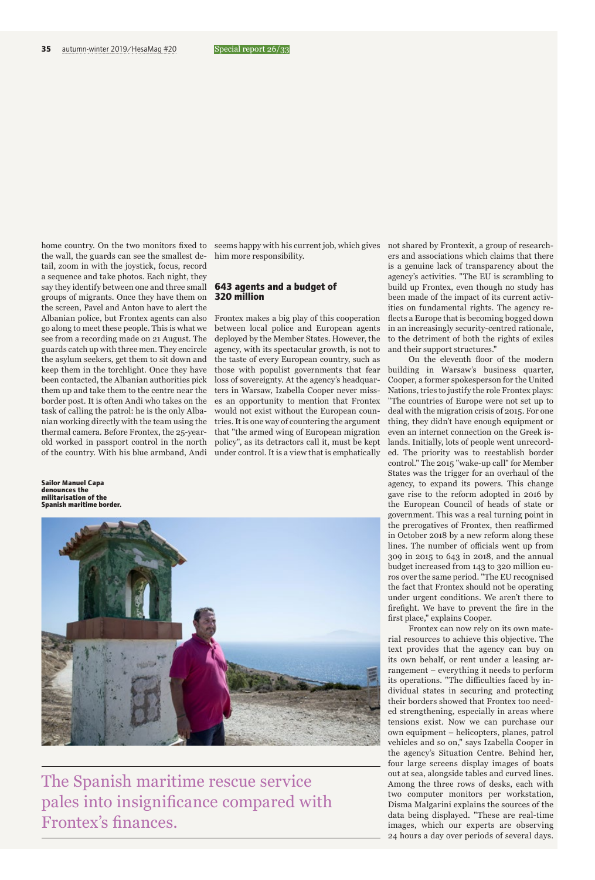home country. On the two monitors fixed to the wall, the guards can see the smallest detail, zoom in with the joystick, focus, record a sequence and take photos. Each night, they say they identify between one and three small groups of migrants. Once they have them on the screen, Pavel and Anton have to alert the Albanian police, but Frontex agents can also go along to meet these people. This is what we see from a recording made on 21 August. The guards catch up with three men. They encircle the asylum seekers, get them to sit down and keep them in the torchlight. Once they have been contacted, the Albanian authorities pick them up and take them to the centre near the border post. It is often Andi who takes on the task of calling the patrol: he is the only Albanian working directly with the team using the thermal camera. Before Frontex, the 25-year-old worked in passport control in the north of the country. With his blue armband, Andi seems happy with his current job, which gives him more responsibility.

### 643 agents and a budget of 320 million

Frontex makes a big play of this cooperation between local police and European agents deployed by the Member States. However, the agency, with its spectacular growth, is not to the taste of every European country, such as those with populist governments that fear loss of sovereignty. At the agency's headquarters in Warsaw, Izabella Cooper never misses an opportunity to mention that Frontex would not exist without the European countries. It is one way of countering the argument that "the armed wing of European migration policy", as its detractors call it, must be kept under control. It is a view that is emphatically not shared by Frontexit, a group of researchers and associations which claims that there is a genuine lack of transparency about the agency's activities. "The EU is scrambling to build up Frontex, even though no study has been made of the impact of its current activities on fundamental rights. The agency reflects a Europe that is becoming bogged down in an increasingly security-centred rationale, to the detriment of both the rights of exiles and their support structures."

On the eleventh floor of the modern building in Warsaw's business quarter, Cooper, a former spokesperson for the United Nations, tries to justify the role Frontex plays: "The countries of Europe were not set up to deal with the migration crisis of 2015. For one thing, they didn't have enough equipment or even an internet connection on the Greek islands. Initially, lots of people went unrecorded. The priority was to reestablish border control." The 2015 "wake-up call" for Member States was the trigger for an overhaul of the agency, to expand its powers. This change gave rise to the reform adopted in 2016 by the European Council of heads of state or government. This was a real turning point in the prerogatives of Frontex, then reaffirmed in October 2018 by a new reform along these lines. The number of officials went up from 309 in 2015 to 643 in 2018, and the annual budget increased from 143 to 320 million euros over the same period. "The EU recognised the fact that Frontex should not be operating under urgent conditions. We aren't there to firefight. We have to prevent the fire in the first place," explains Cooper.

Frontex can now rely on its own material resources to achieve this objective. The text provides that the agency can buy on its own behalf, or rent under a leasing arrangement – everything it needs to perform its operations. "The difficulties faced by individual states in securing and protecting their borders showed that Frontex too needed strengthening, especially in areas where tensions exist. Now we can purchase our own equipment – helicopters, planes, patrol vehicles and so on," says Izabella Cooper in the agency's Situation Centre. Behind her, four large screens display images of boats out at sea, alongside tables and curved lines. Among the three rows of desks, each with two computer monitors per workstation, Disma Malgarini explains the sources of the data being displayed. "These are real-time images, which our experts are observing 24 hours a day over periods of several days.

**Sailor Manuel Capa denounces the militarisation of the Spanish maritime border.**

The Spanish maritime rescue service pales into insignificance compared with Frontex's finances.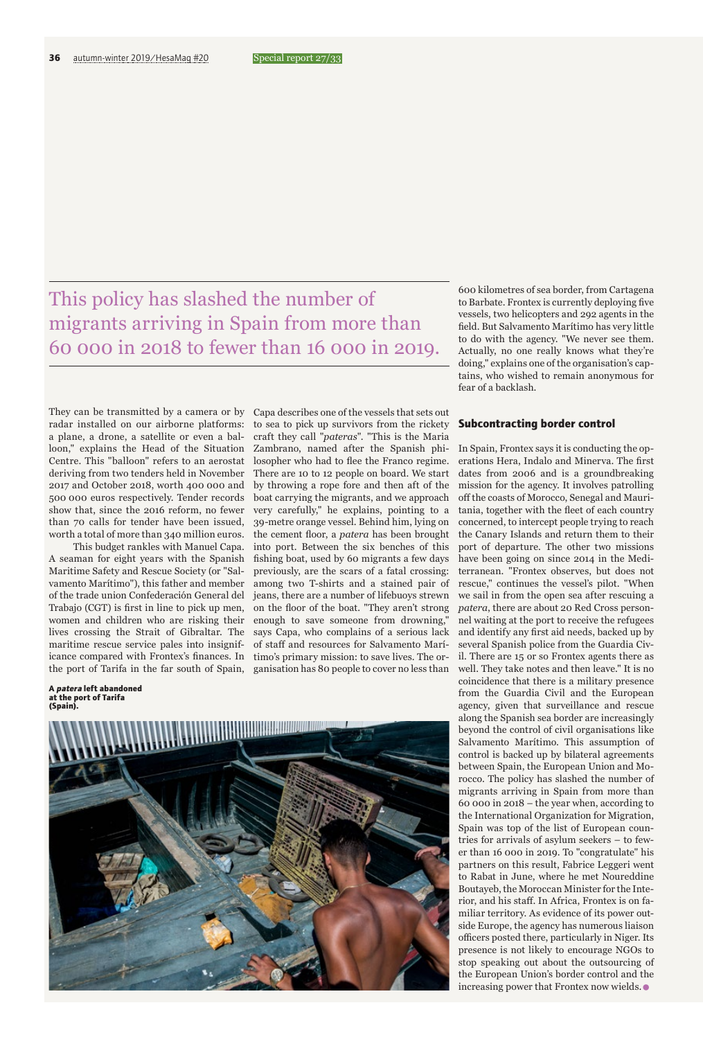This policy has slashed the number of migrants arriving in Spain from more than 60 000 in 2018 to fewer than 16 000 in 2019.

They can be transmitted by a camera or by radar installed on our airborne platforms: a plane, a drone, a satellite or even a balloon," explains the Head of the Situation Centre. This "balloon" refers to an aerostat deriving from two tenders held in November 2017 and October 2018, worth 400 000 and 500 000 euros respectively. Tender records show that, since the 2016 reform, no fewer than 70 calls for tender have been issued, worth a total of more than 340 million euros.

This budget rankles with Manuel Capa. A seaman for eight years with the Spanish Maritime Safety and Rescue Society (or "Salvamento Marítimo"), this father and member of the trade union Confederación General del Trabajo (CGT) is first in line to pick up men, women and children who are risking their lives crossing the Strait of Gibraltar. The maritime rescue service pales into insignificance compared with Frontex's finances. In the port of Tarifa in the far south of Spain, Capa describes one of the vessels that sets out to sea to pick up survivors from the rickety craft they call "*pateras*". "This is the Maria Zambrano, named after the Spanish philosopher who had to flee the Franco regime. There are 10 to 12 people on board. We start by throwing a rope fore and then aft of the boat carrying the migrants, and we approach very carefully," he explains, pointing to a 39-metre orange vessel. Behind him, lying on the cement floor, a *patera* has been brought into port. Between the six benches of this fishing boat, used by 60 migrants a few days previously, are the scars of a fatal crossing: among two T-shirts and a stained pair of jeans, there are a number of lifebuoys strewn on the floor of the boat. "They aren't strong enough to save someone from drowning," says Capa, who complains of a serious lack of staff and resources for Salvamento Marítimo's primary mission: to save lives. The organisation has 80 people to cover no less than 600 kilometres of sea border, from Cartagena to Barbate. Frontex is currently deploying five vessels, two helicopters and 292 agents in the field. But Salvamento Marítimo has very little to do with the agency. "We never see them. Actually, no one really knows what they're doing," explains one of the organisation's captains, who wished to remain anonymous for fear of a backlash.

**A *patera* left abandoned at the port of Tarifa (Spain).**

## Subcontracting border control

In Spain, Frontex says it is conducting the operations Hera, Indalo and Minerva. The first dates from 2006 and is a groundbreaking mission for the agency. It involves patrolling off the coasts of Morocco, Senegal and Mauritania, together with the fleet of each country concerned, to intercept people trying to reach the Canary Islands and return them to their port of departure. The other two missions have been going on since 2014 in the Mediterranean. "Frontex observes, but does not rescue," continues the vessel's pilot. "When we sail in from the open sea after rescuing a *patera*, there are about 20 Red Cross personnel waiting at the port to receive the refugees and identify any first aid needs, backed up by several Spanish police from the Guardia Civil. There are 15 or so Frontex agents there as well. They take notes and then leave." It is no coincidence that there is a military presence from the Guardia Civil and the European agency, given that surveillance and rescue along the Spanish sea border are increasingly beyond the control of civil organisations like Salvamento Marítimo. This assumption of control is backed up by bilateral agreements between Spain, the European Union and Morocco. The policy has slashed the number of migrants arriving in Spain from more than 60 000 in 2018 – the year when, according to the International Organization for Migration, Spain was top of the list of European countries for arrivals of asylum seekers – to fewer than 16 000 in 2019. To "congratulate" his partners on this result, Fabrice Leggeri went to Rabat in June, where he met Noureddine Boutayeb, the Moroccan Minister for the Interior, and his staff. In Africa, Frontex is on familiar territory. As evidence of its power outside Europe, the agency has numerous liaison officers posted there, particularly in Niger. Its presence is not likely to encourage NGOs to stop speaking out about the outsourcing of the European Union's border control and the increasing power that Frontex now wields. ●